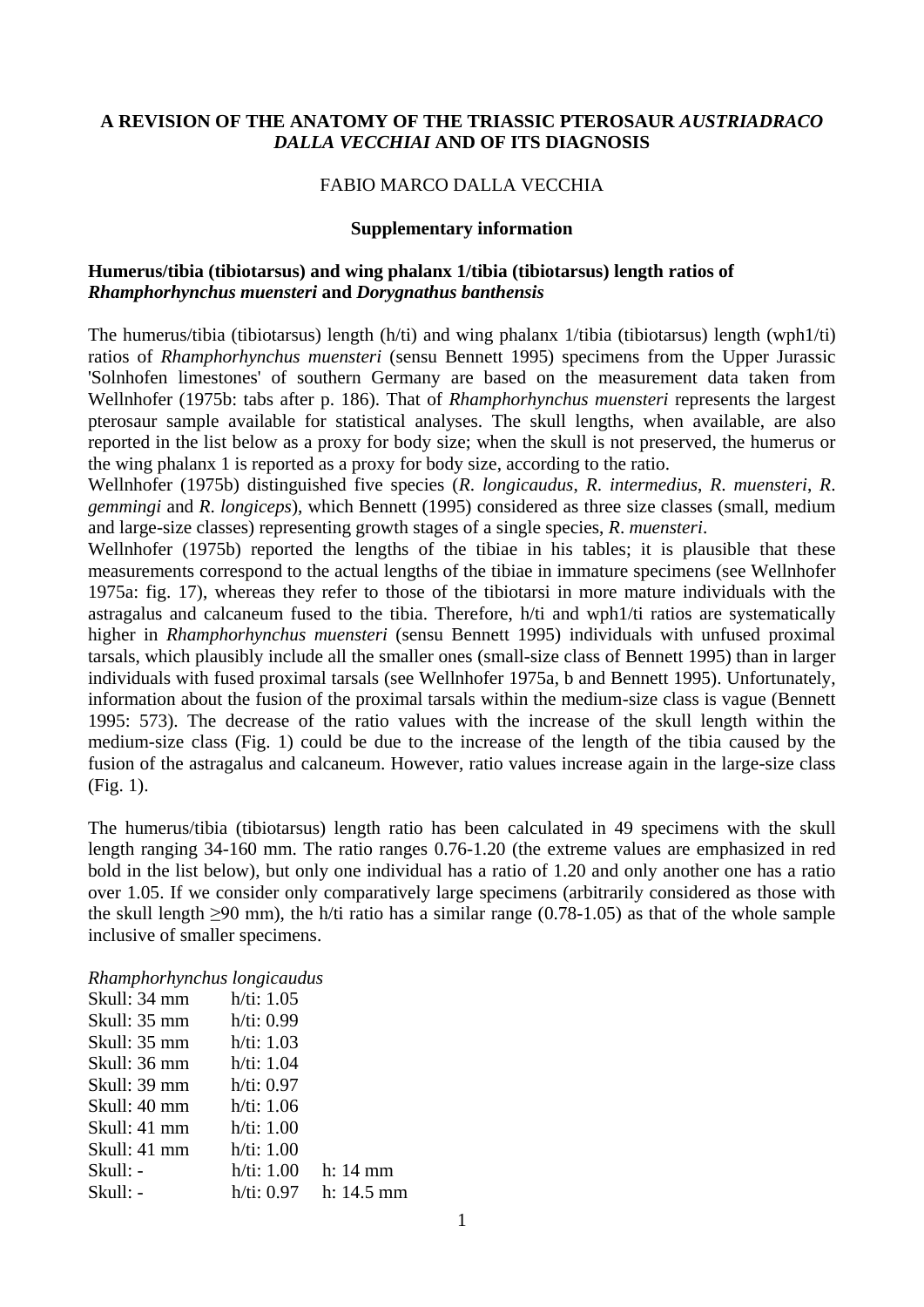# A REVISION OF THE ANATOMY OF THE TRIASSIC PTEROSAUR *AUSTRIADRACO DALLA VECCHIAI* AND OF ITS DIAGNOSIS

FABIO MARCO DALLA VECCHIA

**Supplementary information**

## Humerus/tibia (tibiotarsus) and wing phalanx 1/tibia (tibiotarsus) length ratios of *Rhamphorhynchus muensteri* and *Dorygnathus banthensis*

The humerus/tibia (tibiotarsus) length (h/ti) and wing phalanx 1/tibia (tibiotarsus) length (wph1/ti) ratios of *Rhamphorhynchus muensteri* (sensu Bennett 1995) specimens from the Upper Jurassic 'Solnhofen limestones' of southern Germany are based on the measurement data taken from Wellnhofer (1975b: tabs after p. 186). That of *Rhamphorhynchus muensteri* represents the largest pterosaur sample available for statistical analyses. The skull lengths, when available, are also reported in the list below as a proxy for body size; when the skull is not preserved, the humerus or the wing phalanx 1 is reported as a proxy for body size, according to the ratio.

Wellnhofer (1975b) distinguished five species (*R*. *longicaudus*, *R*. *intermedius*, *R*. *muensteri*, *R*. *gemmingi* and *R*. *longiceps*), which Bennett (1995) considered as three size classes (small, medium and large-size classes) representing growth stages of a single species, *R*. *muensteri*.

Wellnhofer (1975b) reported the lengths of the tibiae in his tables; it is plausible that these measurements correspond to the actual lengths of the tibiae in immature specimens (see Wellnhofer 1975a: fig. 17), whereas they refer to those of the tibiotarsi in more mature individuals with the astragalus and calcaneum fused to the tibia. Therefore, h/ti and wph1/ti ratios are systematically higher in *Rhamphorhynchus muensteri* (sensu Bennett 1995) individuals with unfused proximal tarsals, which plausibly include all the smaller ones (small-size class of Bennett 1995) than in larger individuals with fused proximal tarsals (see Wellnhofer 1975a, b and Bennett 1995). Unfortunately, information about the fusion of the proximal tarsals within the medium-size class is vague (Bennett 1995: 573). The decrease of the ratio values with the increase of the skull length within the medium-size class (Fig. 1) could be due to the increase of the length of the tibia caused by the fusion of the astragalus and calcaneum. However, ratio values increase again in the large-size class (Fig. 1).

The humerus/tibia (tibiotarsus) length ratio has been calculated in 49 specimens with the skull length ranging 34-160 mm. The ratio ranges 0.76-1.20 (the extreme values are emphasized in red bold in the list below), but only one individual has a ratio of 1.20 and only another one has a ratio over 1.05. If we consider only comparatively large specimens (arbitrarily considered as those with the skull length ≥90 mm), the h/ti ratio has a similar range (0.78-1.05) as that of the whole sample inclusive of smaller specimens.

*Rhamphorhynchus longicaudus*

| | | |
|---|---|---|
| Skull: 34 mm | h/ti: 1.05 | |
| Skull: 35 mm | h/ti: 0.99 | |
| Skull: 35 mm | h/ti: 1.03 | |
| Skull: 36 mm | h/ti: 1.04 | |
| Skull: 39 mm | h/ti: 0.97 | |
| Skull: 40 mm | h/ti: 1.06 | |
| Skull: 41 mm | h/ti: 1.00 | |
| Skull: 41 mm | h/ti: 1.00 | |
| Skull: - | h/ti: 1.00 | h: 14 mm |
| Skull: - | h/ti: 0.97 | h: 14.5 mm |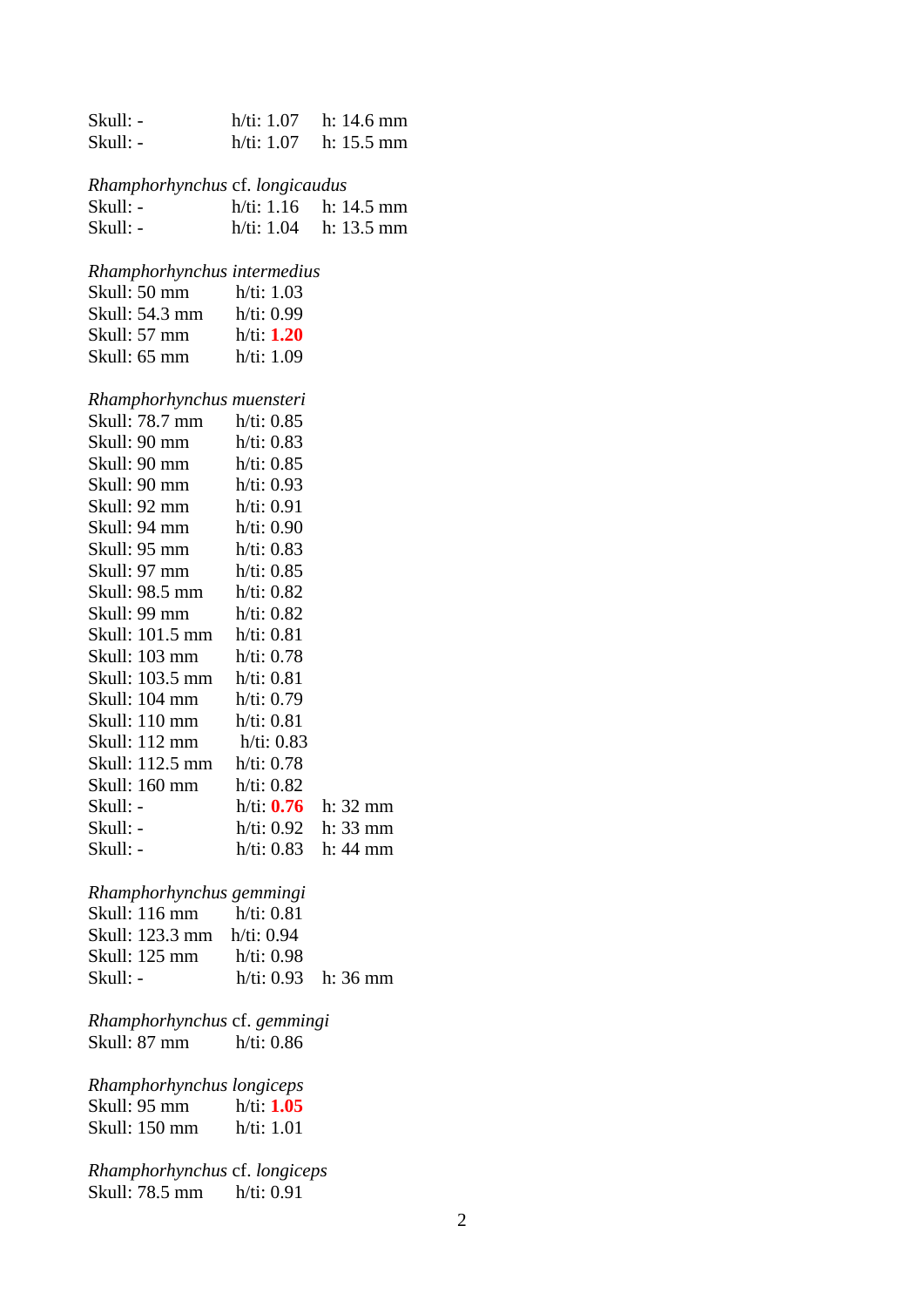Skull: - h/ti: 1.07 h: 14.6 mm
Skull: - h/ti: 1.07 h: 15.5 mm

*Rhamphorhynchus* cf. *longicaudus*
Skull: - h/ti: 1.16 h: 14.5 mm
Skull: - h/ti: 1.04 h: 13.5 mm

*Rhamphorhynchus intermedius*
Skull: 50 mm h/ti: 1.03
Skull: 54.3 mm h/ti: 0.99
Skull: 57 mm h/ti: **1.20**
Skull: 65 mm h/ti: 1.09

*Rhamphorhynchus muensteri*
Skull: 78.7 mm h/ti: 0.85
Skull: 90 mm h/ti: 0.83
Skull: 90 mm h/ti: 0.85
Skull: 90 mm h/ti: 0.93
Skull: 92 mm h/ti: 0.91
Skull: 94 mm h/ti: 0.90
Skull: 95 mm h/ti: 0.83
Skull: 97 mm h/ti: 0.85
Skull: 98.5 mm h/ti: 0.82
Skull: 99 mm h/ti: 0.82
Skull: 101.5 mm h/ti: 0.81
Skull: 103 mm h/ti: 0.78
Skull: 103.5 mm h/ti: 0.81
Skull: 104 mm h/ti: 0.79
Skull: 110 mm h/ti: 0.81
Skull: 112 mm h/ti: 0.83
Skull: 112.5 mm h/ti: 0.78
Skull: 160 mm h/ti: 0.82
Skull: - h/ti: **0.76** h: 32 mm
Skull: - h/ti: 0.92 h: 33 mm
Skull: - h/ti: 0.83 h: 44 mm

*Rhamphorhynchus gemmingi*
Skull: 116 mm h/ti: 0.81
Skull: 123.3 mm h/ti: 0.94
Skull: 125 mm h/ti: 0.98
Skull: - h/ti: 0.93 h: 36 mm

*Rhamphorhynchus* cf. *gemmingi*
Skull: 87 mm h/ti: 0.86

*Rhamphorhynchus longiceps*
Skull: 95 mm h/ti: **1.05**
Skull: 150 mm h/ti: 1.01

*Rhamphorhynchus* cf. *longiceps*
Skull: 78.5 mm h/ti: 0.91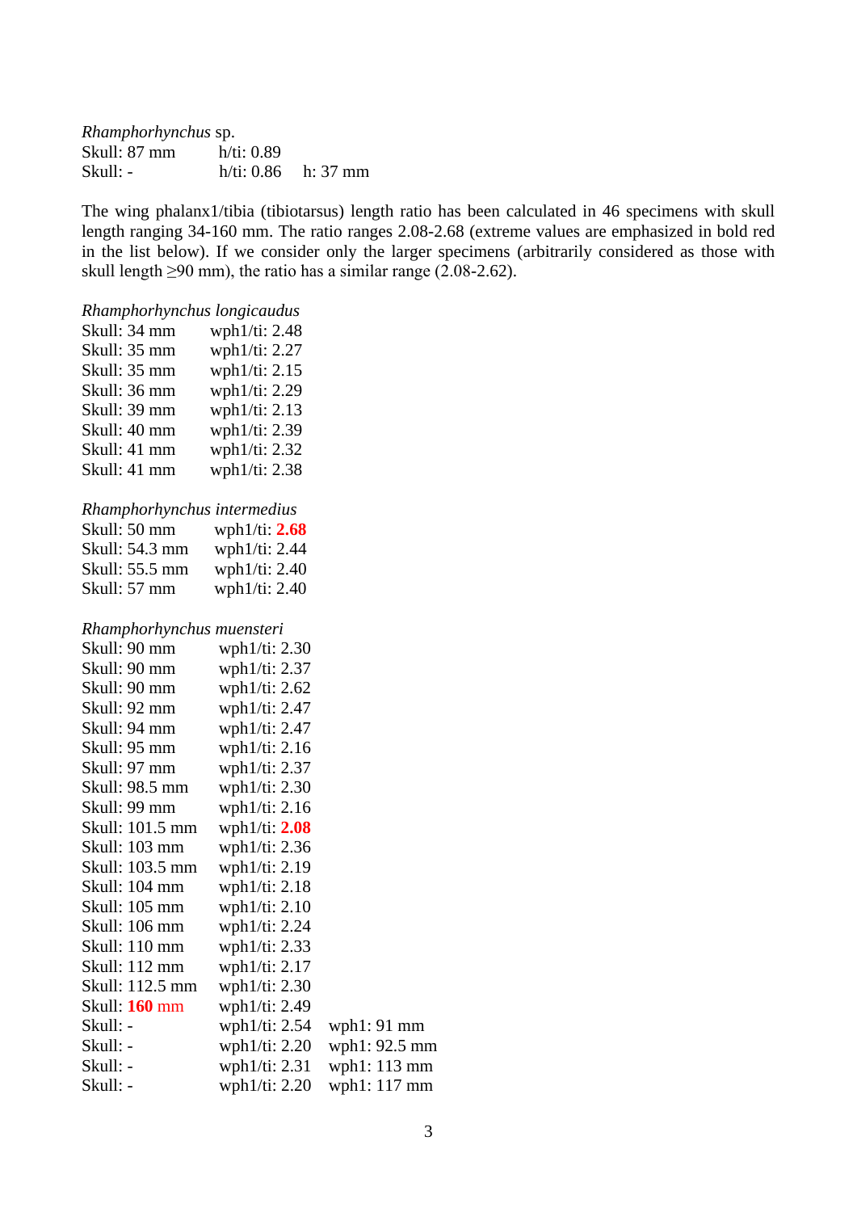*Rhamphorhynchus* sp.
Skull: 87 mm  h/ti: 0.89
Skull: -  h/ti: 0.86  h: 37 mm

The wing phalanx1/tibia (tibiotarsus) length ratio has been calculated in 46 specimens with skull length ranging 34-160 mm. The ratio ranges 2.08-2.68 (extreme values are emphasized in bold red in the list below). If we consider only the larger specimens (arbitrarily considered as those with skull length ≥90 mm), the ratio has a similar range (2.08-2.62).

*Rhamphorhynchus longicaudus*
Skull: 34 mm  wph1/ti: 2.48
Skull: 35 mm  wph1/ti: 2.27
Skull: 35 mm  wph1/ti: 2.15
Skull: 36 mm  wph1/ti: 2.29
Skull: 39 mm  wph1/ti: 2.13
Skull: 40 mm  wph1/ti: 2.39
Skull: 41 mm  wph1/ti: 2.32
Skull: 41 mm  wph1/ti: 2.38

*Rhamphorhynchus intermedius*
Skull: 50 mm  wph1/ti: **2.68**
Skull: 54.3 mm  wph1/ti: 2.44
Skull: 55.5 mm  wph1/ti: 2.40
Skull: 57 mm  wph1/ti: 2.40

*Rhamphorhynchus muensteri*
Skull: 90 mm  wph1/ti: 2.30
Skull: 90 mm  wph1/ti: 2.37
Skull: 90 mm  wph1/ti: 2.62
Skull: 92 mm  wph1/ti: 2.47
Skull: 94 mm  wph1/ti: 2.47
Skull: 95 mm  wph1/ti: 2.16
Skull: 97 mm  wph1/ti: 2.37
Skull: 98.5 mm  wph1/ti: 2.30
Skull: 99 mm  wph1/ti: 2.16
Skull: 101.5 mm  wph1/ti: **2.08**
Skull: 103 mm  wph1/ti: 2.36
Skull: 103.5 mm  wph1/ti: 2.19
Skull: 104 mm  wph1/ti: 2.18
Skull: 105 mm  wph1/ti: 2.10
Skull: 106 mm  wph1/ti: 2.24
Skull: 110 mm  wph1/ti: 2.33
Skull: 112 mm  wph1/ti: 2.17
Skull: 112.5 mm  wph1/ti: 2.30
Skull: **160** mm  wph1/ti: 2.49
Skull: -  wph1/ti: 2.54  wph1: 91 mm
Skull: -  wph1/ti: 2.20  wph1: 92.5 mm
Skull: -  wph1/ti: 2.31  wph1: 113 mm
Skull: -  wph1/ti: 2.20  wph1: 117 mm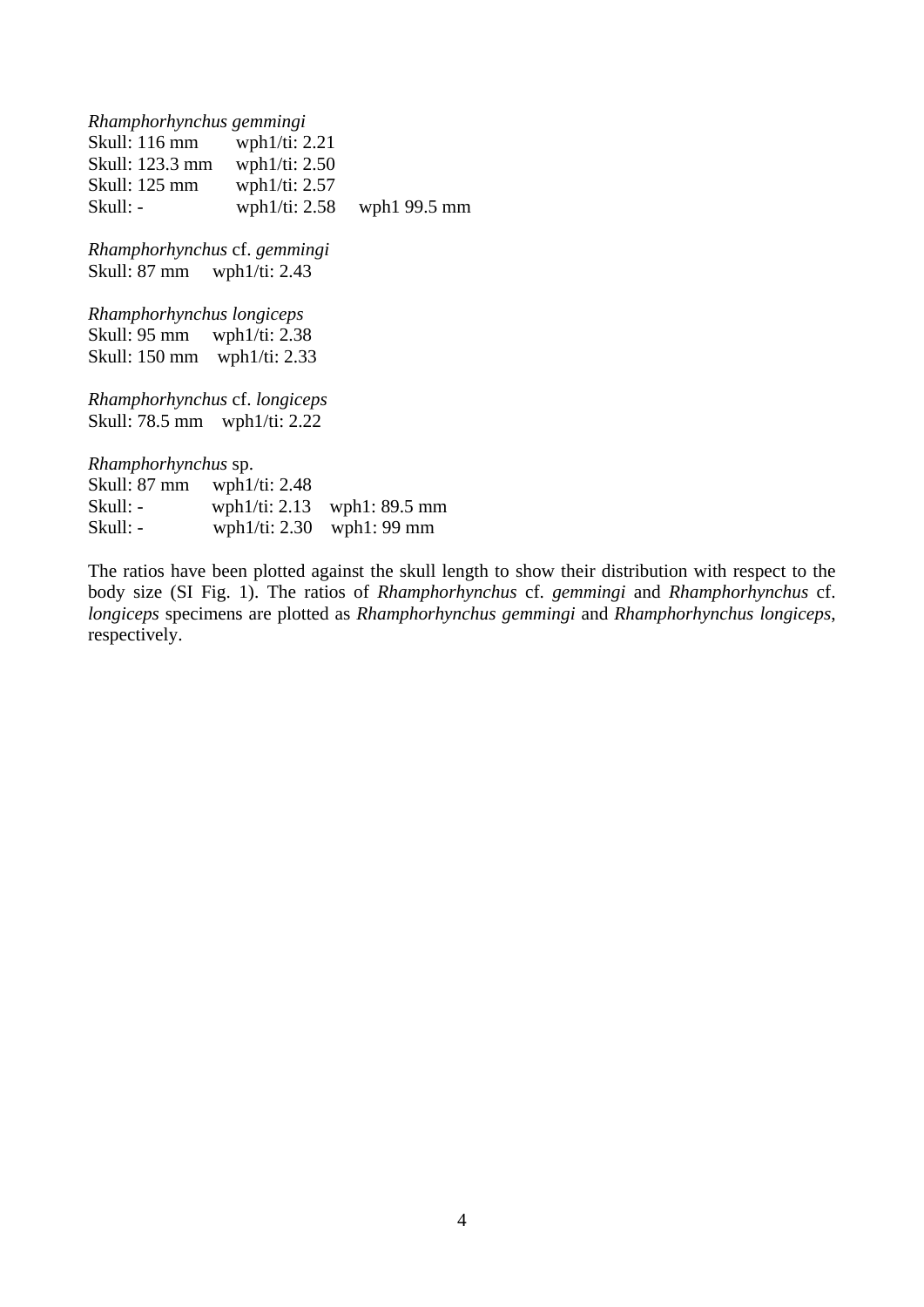*Rhamphorhynchus gemmingi*
Skull: 116 mm wph1/ti: 2.21
Skull: 123.3 mm wph1/ti: 2.50
Skull: 125 mm wph1/ti: 2.57
Skull: - wph1/ti: 2.58 wph1 99.5 mm

*Rhamphorhynchus* cf. *gemmingi*
Skull: 87 mm wph1/ti: 2.43

*Rhamphorhynchus longiceps*
Skull: 95 mm wph1/ti: 2.38
Skull: 150 mm wph1/ti: 2.33

*Rhamphorhynchus* cf. *longiceps*
Skull: 78.5 mm wph1/ti: 2.22

*Rhamphorhynchus* sp.
Skull: 87 mm wph1/ti: 2.48
Skull: - wph1/ti: 2.13 wph1: 89.5 mm
Skull: - wph1/ti: 2.30 wph1: 99 mm

The ratios have been plotted against the skull length to show their distribution with respect to the body size (SI Fig. 1). The ratios of *Rhamphorhynchus* cf. *gemmingi* and *Rhamphorhynchus* cf. *longiceps* specimens are plotted as *Rhamphorhynchus gemmingi* and *Rhamphorhynchus longiceps*, respectively.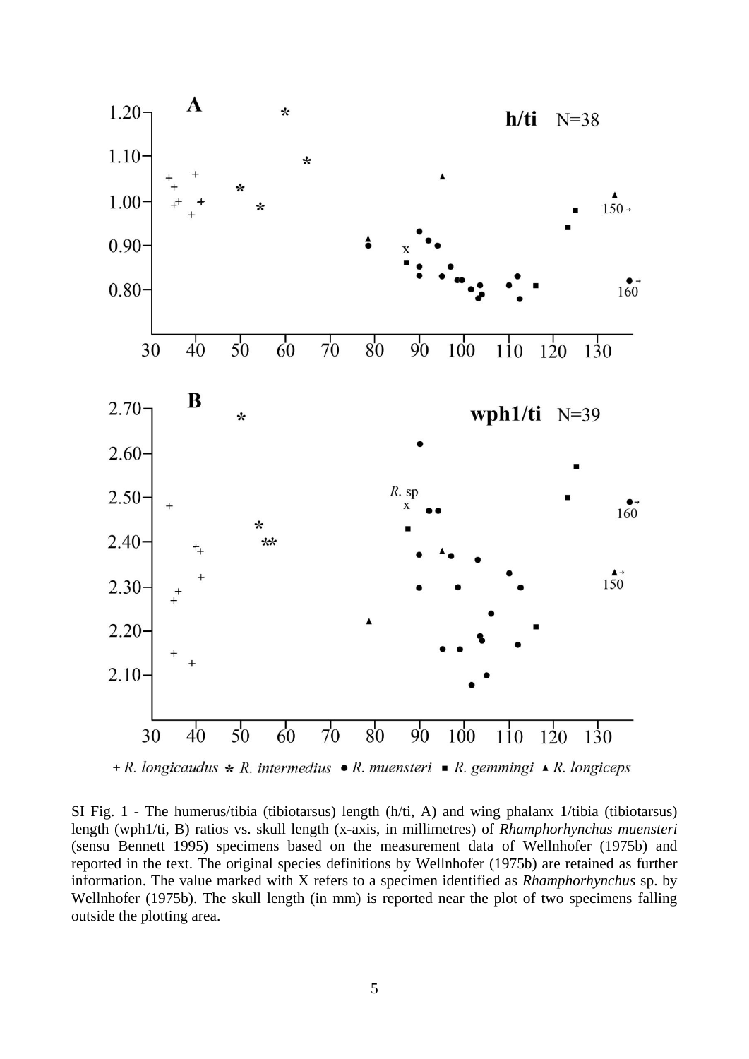SI Fig. 1 - The humerus/tibia (tibiotarsus) length (h/ti, A) and wing phalanx 1/tibia (tibiotarsus) length (wph1/ti, B) ratios vs. skull length (x-axis, in millimetres) of *Rhamphorhynchus muensteri* (sensu Bennett 1995) specimens based on the measurement data of Wellnhofer (1975b) and reported in the text. The original species definitions by Wellnhofer (1975b) are retained as further information. The value marked with X refers to a specimen identified as *Rhamphorhynchus* sp. by Wellnhofer (1975b). The skull length (in mm) is reported near the plot of two specimens falling outside the plotting area.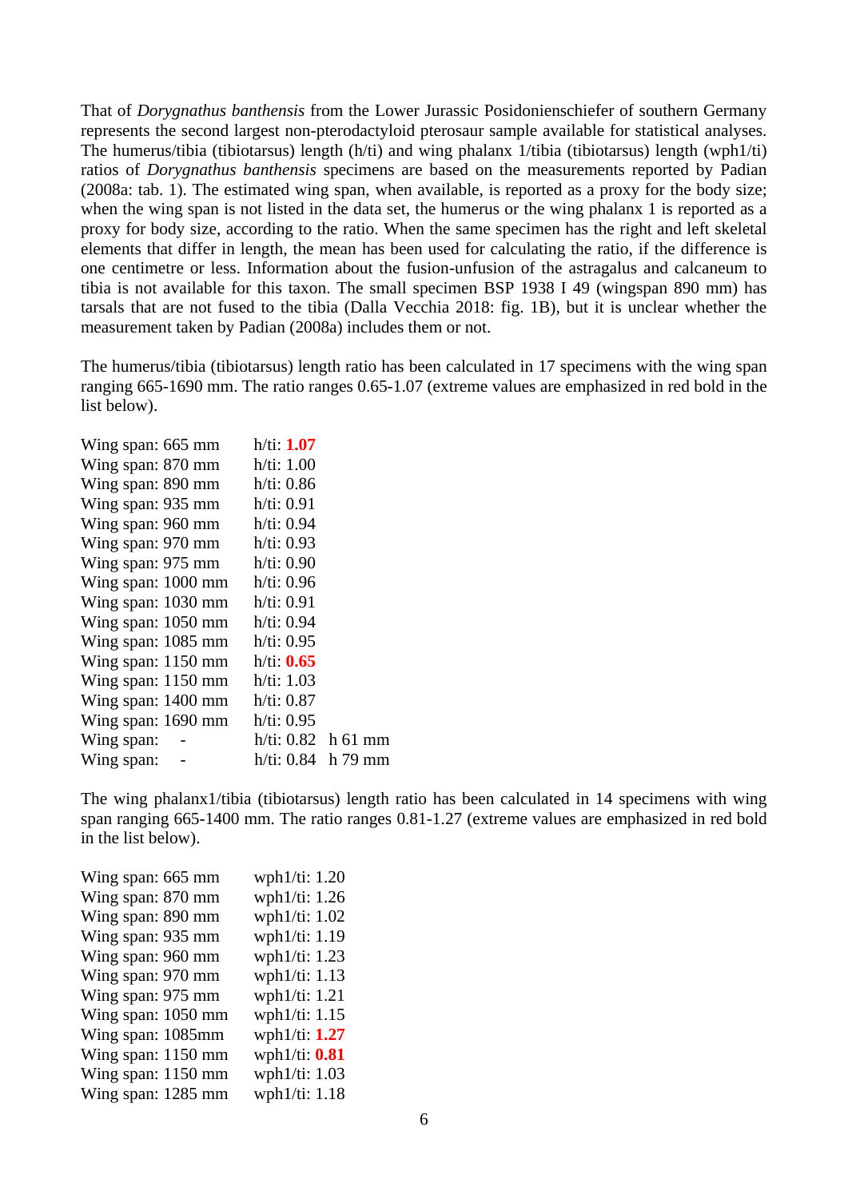That of *Dorygnathus banthensis* from the Lower Jurassic Posidonienschiefer of southern Germany represents the second largest non-pterodactyloid pterosaur sample available for statistical analyses. The humerus/tibia (tibiotarsus) length (h/ti) and wing phalanx 1/tibia (tibiotarsus) length (wph1/ti) ratios of *Dorygnathus banthensis* specimens are based on the measurements reported by Padian (2008a: tab. 1). The estimated wing span, when available, is reported as a proxy for the body size; when the wing span is not listed in the data set, the humerus or the wing phalanx 1 is reported as a proxy for body size, according to the ratio. When the same specimen has the right and left skeletal elements that differ in length, the mean has been used for calculating the ratio, if the difference is one centimetre or less. Information about the fusion-unfusion of the astragalus and calcaneum to tibia is not available for this taxon. The small specimen BSP 1938 I 49 (wingspan 890 mm) has tarsals that are not fused to the tibia (Dalla Vecchia 2018: fig. 1B), but it is unclear whether the measurement taken by Padian (2008a) includes them or not.

The humerus/tibia (tibiotarsus) length ratio has been calculated in 17 specimens with the wing span ranging 665-1690 mm. The ratio ranges 0.65-1.07 (extreme values are emphasized in red bold in the list below).

| | | |
|---|---|---|
| Wing span: 665 mm | h/ti: **1.07** | |
| Wing span: 870 mm | h/ti: 1.00 | |
| Wing span: 890 mm | h/ti: 0.86 | |
| Wing span: 935 mm | h/ti: 0.91 | |
| Wing span: 960 mm | h/ti: 0.94 | |
| Wing span: 970 mm | h/ti: 0.93 | |
| Wing span: 975 mm | h/ti: 0.90 | |
| Wing span: 1000 mm | h/ti: 0.96 | |
| Wing span: 1030 mm | h/ti: 0.91 | |
| Wing span: 1050 mm | h/ti: 0.94 | |
| Wing span: 1085 mm | h/ti: 0.95 | |
| Wing span: 1150 mm | h/ti: **0.65** | |
| Wing span: 1150 mm | h/ti: 1.03 | |
| Wing span: 1400 mm | h/ti: 0.87 | |
| Wing span: 1690 mm | h/ti: 0.95 | |
| Wing span: - | h/ti: 0.82 | h 61 mm |
| Wing span: - | h/ti: 0.84 | h 79 mm |

The wing phalanx1/tibia (tibiotarsus) length ratio has been calculated in 14 specimens with wing span ranging 665-1400 mm. The ratio ranges 0.81-1.27 (extreme values are emphasized in red bold in the list below).

| | |
|---|---|
| Wing span: 665 mm | wph1/ti: 1.20 |
| Wing span: 870 mm | wph1/ti: 1.26 |
| Wing span: 890 mm | wph1/ti: 1.02 |
| Wing span: 935 mm | wph1/ti: 1.19 |
| Wing span: 960 mm | wph1/ti: 1.23 |
| Wing span: 970 mm | wph1/ti: 1.13 |
| Wing span: 975 mm | wph1/ti: 1.21 |
| Wing span: 1050 mm | wph1/ti: 1.15 |
| Wing span: 1085mm | wph1/ti: **1.27** |
| Wing span: 1150 mm | wph1/ti: **0.81** |
| Wing span: 1150 mm | wph1/ti: 1.03 |
| Wing span: 1285 mm | wph1/ti: 1.18 |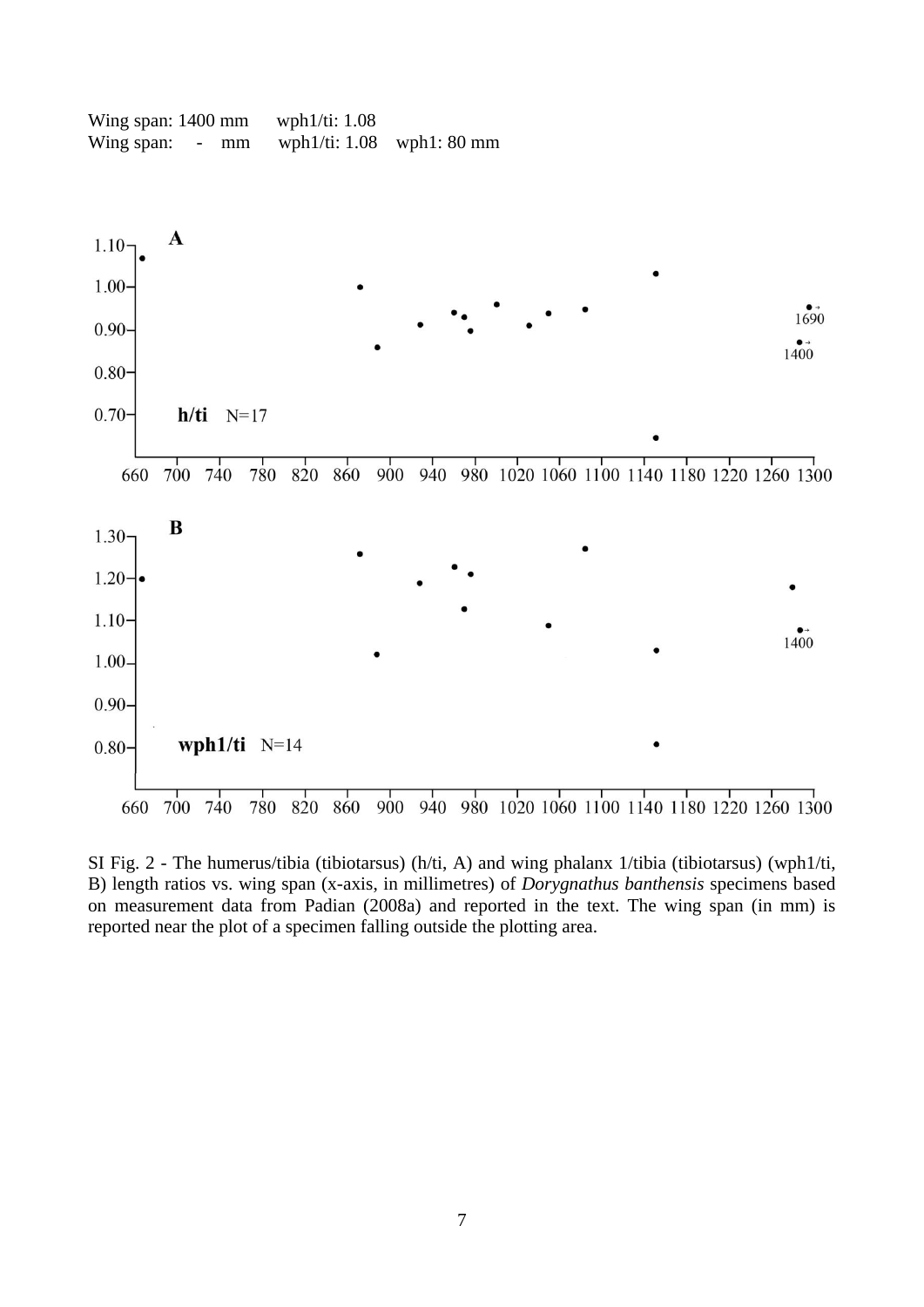Wing span: 1400 mm wph1/ti: 1.08
Wing span: - mm wph1/ti: 1.08 wph1: 80 mm

A

1.10
1.00
0.90
0.80
0.70

1690
1400

h/ti N=17

660 700 740 780 820 860 900 940 980 1020 1060 1100 1140 1180 1220 1260 1300

B

1.30
1.20
1.10
1.00
0.90
0.80

1400

wph1/ti N=14

660 700 740 780 820 860 900 940 980 1020 1060 1100 1140 1180 1220 1260 1300

SI Fig. 2 - The humerus/tibia (tibiotarsus) (h/ti, A) and wing phalanx 1/tibia (tibiotarsus) (wph1/ti, B) length ratios vs. wing span (x-axis, in millimetres) of *Dorygnathus banthensis* specimens based on measurement data from Padian (2008a) and reported in the text. The wing span (in mm) is reported near the plot of a specimen falling outside the plotting area.